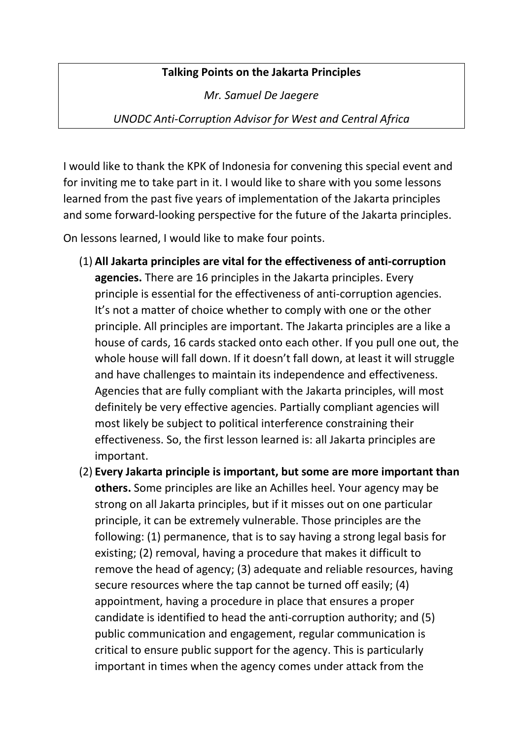**Talking Points on the Jakarta Principles**

*Mr. Samuel De Jaegere*

*UNODC Anti-Corruption Advisor for West and Central Africa*

I would like to thank the KPK of Indonesia for convening this special event and for inviting me to take part in it. I would like to share with you some lessons learned from the past five years of implementation of the Jakarta principles and some forward-looking perspective for the future of the Jakarta principles.

On lessons learned, I would like to make four points.

(1) **All Jakarta principles are vital for the effectiveness of anti-corruption agencies.** There are 16 principles in the Jakarta principles. Every principle is essential for the effectiveness of anti-corruption agencies. It's not a matter of choice whether to comply with one or the other principle. All principles are important. The Jakarta principles are a like a house of cards, 16 cards stacked onto each other. If you pull one out, the whole house will fall down. If it doesn't fall down, at least it will struggle and have challenges to maintain its independence and effectiveness. Agencies that are fully compliant with the Jakarta principles, will most definitely be very effective agencies. Partially compliant agencies will most likely be subject to political interference constraining their effectiveness. So, the first lesson learned is: all Jakarta principles are important.

(2) **Every Jakarta principle is important, but some are more important than others.** Some principles are like an Achilles heel. Your agency may be strong on all Jakarta principles, but if it misses out on one particular principle, it can be extremely vulnerable. Those principles are the following: (1) permanence, that is to say having a strong legal basis for existing; (2) removal, having a procedure that makes it difficult to remove the head of agency; (3) adequate and reliable resources, having secure resources where the tap cannot be turned off easily; (4) appointment, having a procedure in place that ensures a proper candidate is identified to head the anti-corruption authority; and (5) public communication and engagement, regular communication is critical to ensure public support for the agency. This is particularly important in times when the agency comes under attack from the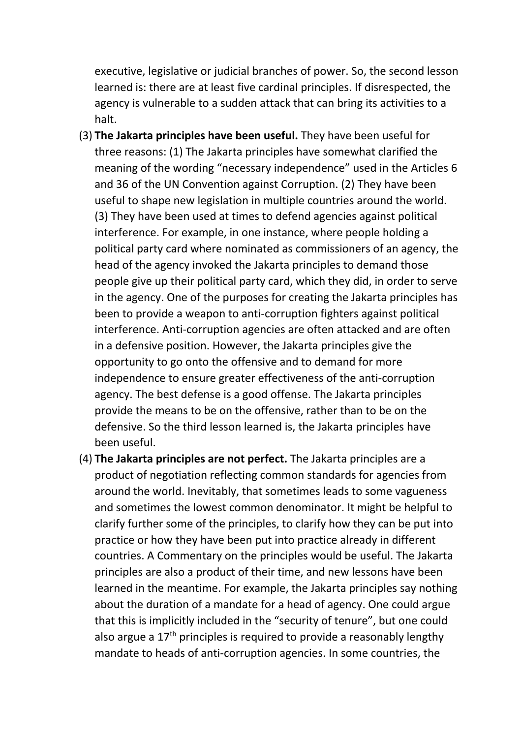executive, legislative or judicial branches of power. So, the second lesson learned is: there are at least five cardinal principles. If disrespected, the agency is vulnerable to a sudden attack that can bring its activities to a halt.

(3) **The Jakarta principles have been useful.** They have been useful for three reasons: (1) The Jakarta principles have somewhat clarified the meaning of the wording "necessary independence" used in the Articles 6 and 36 of the UN Convention against Corruption. (2) They have been useful to shape new legislation in multiple countries around the world. (3) They have been used at times to defend agencies against political interference. For example, in one instance, where people holding a political party card where nominated as commissioners of an agency, the head of the agency invoked the Jakarta principles to demand those people give up their political party card, which they did, in order to serve in the agency. One of the purposes for creating the Jakarta principles has been to provide a weapon to anti-corruption fighters against political interference. Anti-corruption agencies are often attacked and are often in a defensive position. However, the Jakarta principles give the opportunity to go onto the offensive and to demand for more independence to ensure greater effectiveness of the anti-corruption agency. The best defense is a good offense. The Jakarta principles provide the means to be on the offensive, rather than to be on the defensive. So the third lesson learned is, the Jakarta principles have been useful.

(4) **The Jakarta principles are not perfect.** The Jakarta principles are a product of negotiation reflecting common standards for agencies from around the world. Inevitably, that sometimes leads to some vagueness and sometimes the lowest common denominator. It might be helpful to clarify further some of the principles, to clarify how they can be put into practice or how they have been put into practice already in different countries. A Commentary on the principles would be useful. The Jakarta principles are also a product of their time, and new lessons have been learned in the meantime. For example, the Jakarta principles say nothing about the duration of a mandate for a head of agency. One could argue that this is implicitly included in the "security of tenure", but one could also argue a 17th principles is required to provide a reasonably lengthy mandate to heads of anti-corruption agencies. In some countries, the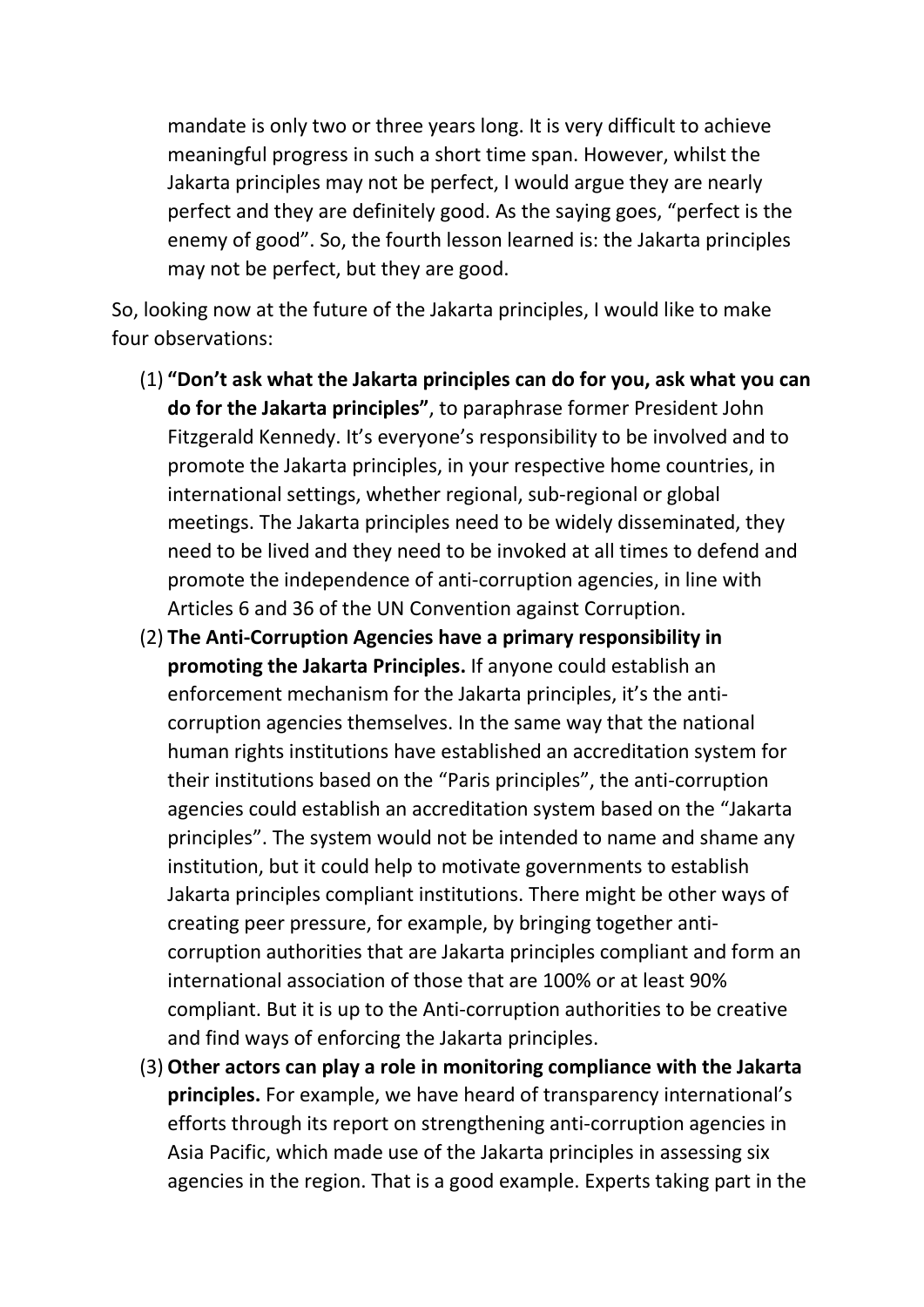mandate is only two or three years long. It is very difficult to achieve meaningful progress in such a short time span. However, whilst the Jakarta principles may not be perfect, I would argue they are nearly perfect and they are definitely good. As the saying goes, "perfect is the enemy of good". So, the fourth lesson learned is: the Jakarta principles may not be perfect, but they are good.

So, looking now at the future of the Jakarta principles, I would like to make four observations:

(1) **"Don't ask what the Jakarta principles can do for you, ask what you can do for the Jakarta principles"**, to paraphrase former President John Fitzgerald Kennedy. It's everyone's responsibility to be involved and to promote the Jakarta principles, in your respective home countries, in international settings, whether regional, sub-regional or global meetings. The Jakarta principles need to be widely disseminated, they need to be lived and they need to be invoked at all times to defend and promote the independence of anti-corruption agencies, in line with Articles 6 and 36 of the UN Convention against Corruption.

(2) **The Anti-Corruption Agencies have a primary responsibility in promoting the Jakarta Principles.** If anyone could establish an enforcement mechanism for the Jakarta principles, it's the anti-corruption agencies themselves. In the same way that the national human rights institutions have established an accreditation system for their institutions based on the "Paris principles", the anti-corruption agencies could establish an accreditation system based on the "Jakarta principles". The system would not be intended to name and shame any institution, but it could help to motivate governments to establish Jakarta principles compliant institutions. There might be other ways of creating peer pressure, for example, by bringing together anti-corruption authorities that are Jakarta principles compliant and form an international association of those that are 100% or at least 90% compliant. But it is up to the Anti-corruption authorities to be creative and find ways of enforcing the Jakarta principles.

(3) **Other actors can play a role in monitoring compliance with the Jakarta principles.** For example, we have heard of transparency international's efforts through its report on strengthening anti-corruption agencies in Asia Pacific, which made use of the Jakarta principles in assessing six agencies in the region. That is a good example. Experts taking part in the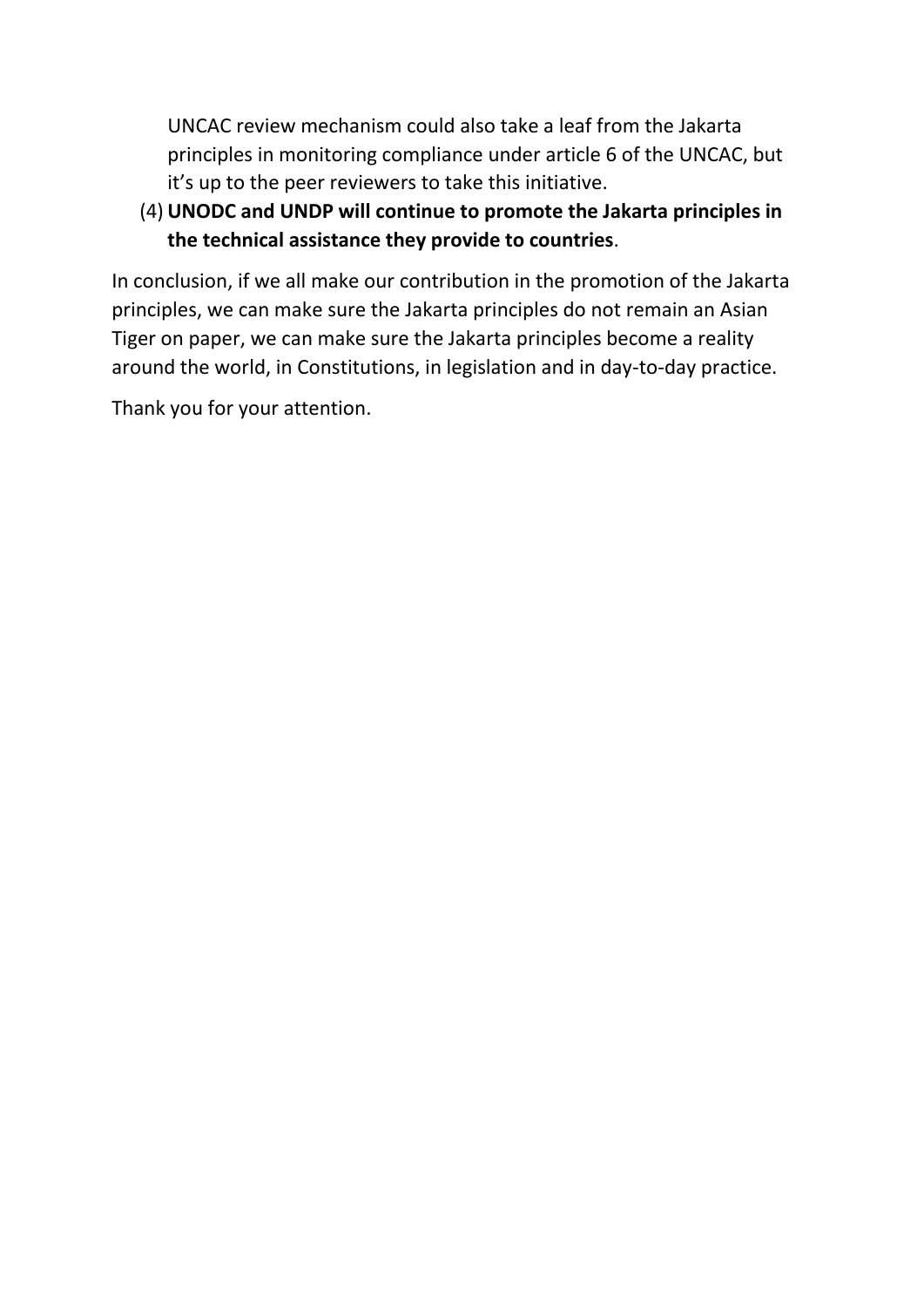UNCAC review mechanism could also take a leaf from the Jakarta principles in monitoring compliance under article 6 of the UNCAC, but it's up to the peer reviewers to take this initiative.

(4) **UNODC and UNDP will continue to promote the Jakarta principles in the technical assistance they provide to countries**.

In conclusion, if we all make our contribution in the promotion of the Jakarta principles, we can make sure the Jakarta principles do not remain an Asian Tiger on paper, we can make sure the Jakarta principles become a reality around the world, in Constitutions, in legislation and in day-to-day practice.

Thank you for your attention.